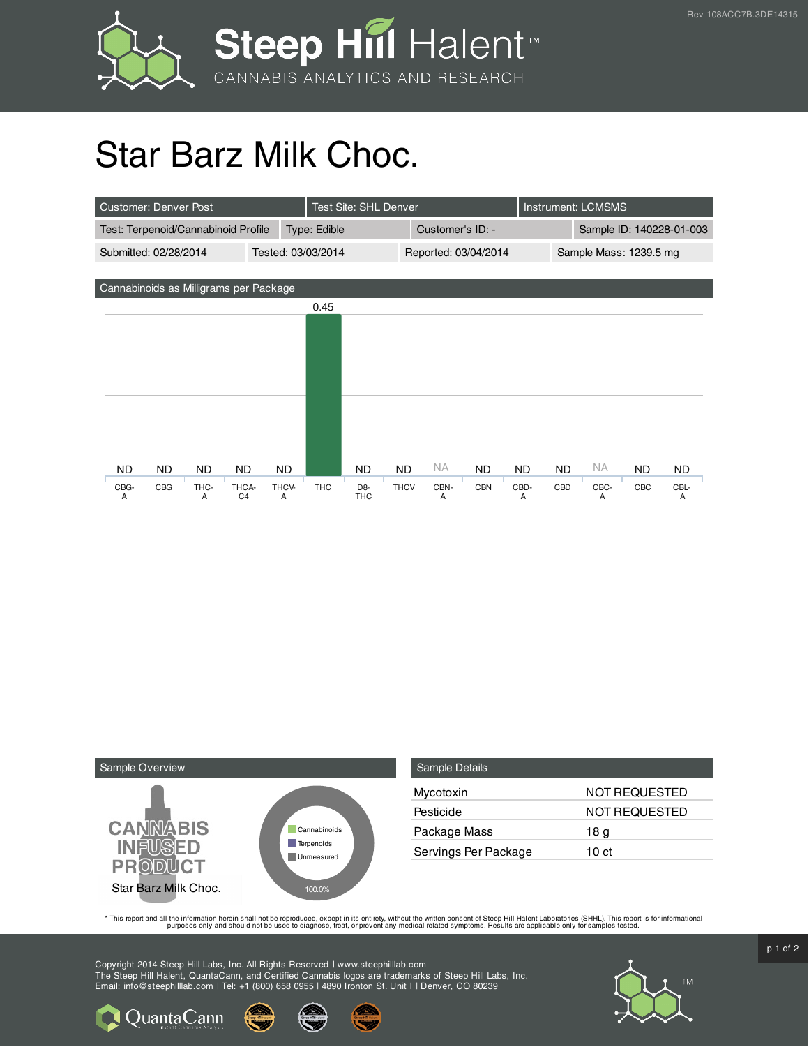Rev 108ACC7B.3DE14315

# Star Barz Milk Choc.

| Customer: Denver Post | Test Site: SHL Denver | Instrument: LCMSMS | |
|---|---|---|---|
| Test: Terpenoid/Cannabinoid Profile | Type: Edible | Customer's ID: - | Sample ID: 140228-01-003 |
| Submitted: 02/28/2014 | Tested: 03/03/2014 | Reported: 03/04/2014 | Sample Mass: 1239.5 mg |

## Cannabinoids as Milligrams per Package

| CBG-A | CBG | THC-A | THCA-C4 | THCV-A | THC | D8-THC | THCV | CBN-A | CBN | CBD-A | CBD | CBC-A | CBC | CBL-A |
|---|---|---|---|---|---|---|---|---|---|---|---|---|---|---|
| ND | ND | ND | ND | ND | 0.45 | ND | ND | NA | ND | ND | ND | NA | ND | ND |

## Sample Overview

CANNABIS INFUSED PRODUCT

Star Barz Milk Choc.

- Cannabinoids
- Terpenoids
- Unmeasured

100.0%

## Sample Details

| | |
|---|---|
| Mycotoxin | NOT REQUESTED |
| Pesticide | NOT REQUESTED |
| Package Mass | 18 g |
| Servings Per Package | 10 ct |

* This report and all the information herein shall not be reproduced, except in its entirety, without the written consent of Steep Hill Halent Laboratories (SHHL). This report is for informational purposes only and should not be used to diagnose, treat, or prevent any medical related symptoms. Results are applicable only for samples tested.

Copyright 2014 Steep Hill Labs, Inc. All Rights Reserved | www.steephilllab.com
The Steep Hill Halent, QuantaCann, and Certified Cannabis logos are trademarks of Steep Hill Labs, Inc.
Email: info@steephilllab.com | Tel: +1 (800) 658 0955 | 4890 Ironton St. Unit I | Denver, CO 80239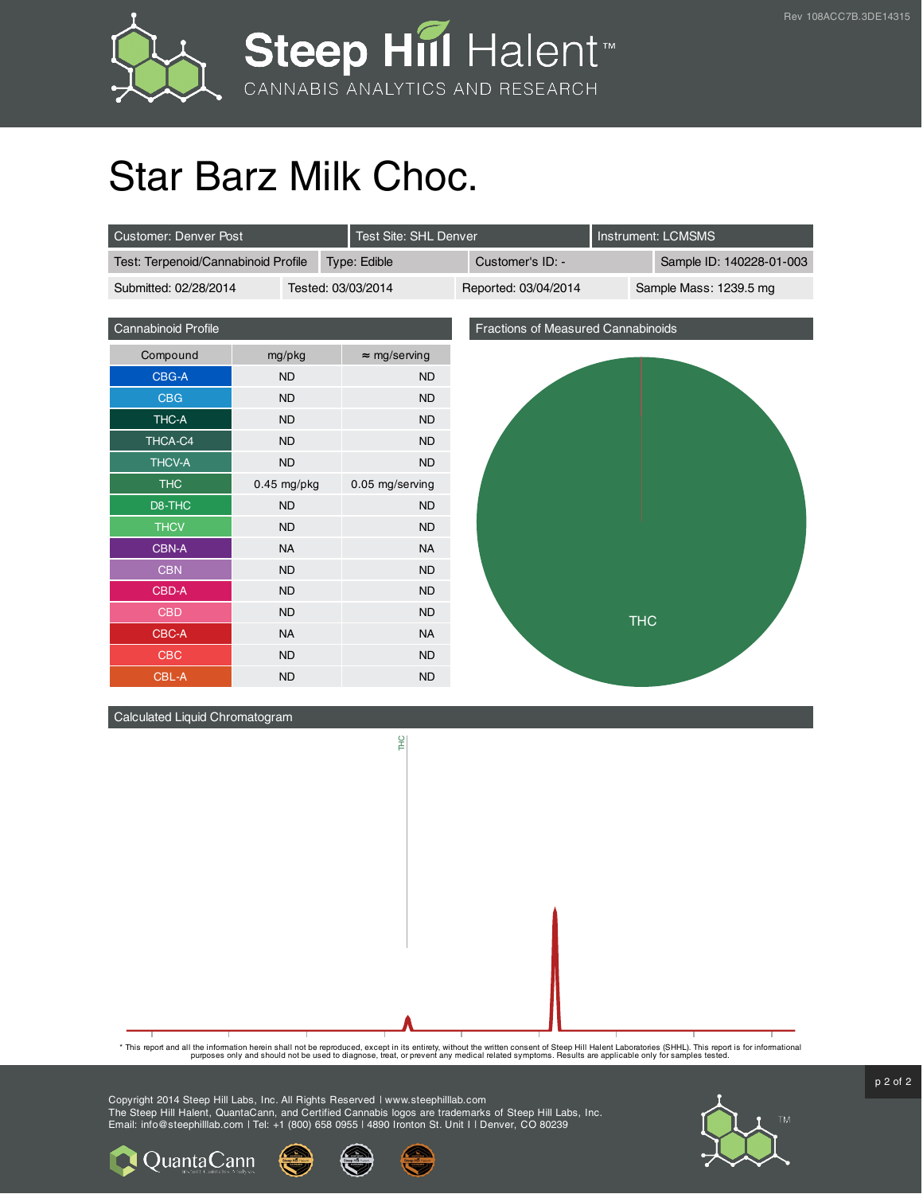Rev 108ACC7B.3DE14315

# Star Barz Milk Choc.

| | | |
|---|---|---|
| Customer: Denver Post | Test Site: SHL Denver | Instrument: LCMSMS |

| | | | |
|---|---|---|---|
| Test: Terpenoid/Cannabinoid Profile | Type: Edible | Customer's ID: - | Sample ID: 140228-01-003 |
| Submitted: 02/28/2014 | Tested: 03/03/2014 | Reported: 03/04/2014 | Sample Mass: 1239.5 mg |

## Cannabinoid Profile

| Compound | mg/pkg | ≈ mg/serving |
|---|---|---|
| CBG-A | ND | ND |
| CBG | ND | ND |
| THC-A | ND | ND |
| THCA-C4 | ND | ND |
| THCV-A | ND | ND |
| THC | 0.45 mg/pkg | 0.05 mg/serving |
| D8-THC | ND | ND |
| THCV | ND | ND |
| CBN-A | NA | NA |
| CBN | ND | ND |
| CBD-A | ND | ND |
| CBD | ND | ND |
| CBC-A | NA | NA |
| CBC | ND | ND |
| CBL-A | ND | ND |

## Fractions of Measured Cannabinoids

THC

## Calculated Liquid Chromatogram

THC

* This report and all the information herein shall not be reproduced, except in its entirety, without the written consent of Steep Hill Halent Laboratories (SHHL). This report is for informational purposes only and should not be used to diagnose, treat, or prevent any medical related symptoms. Results are applicable only for samples tested.

Copyright 2014 Steep Hill Labs, Inc. All Rights Reserved | www.steephilllab.com
The Steep Hill Halent, QuantaCann, and Certified Cannabis logos are trademarks of Steep Hill Labs, Inc.
Email: info@steephilllab.com | Tel: +1 (800) 658 0955 | 4890 Ironton St. Unit I | Denver, CO 80239